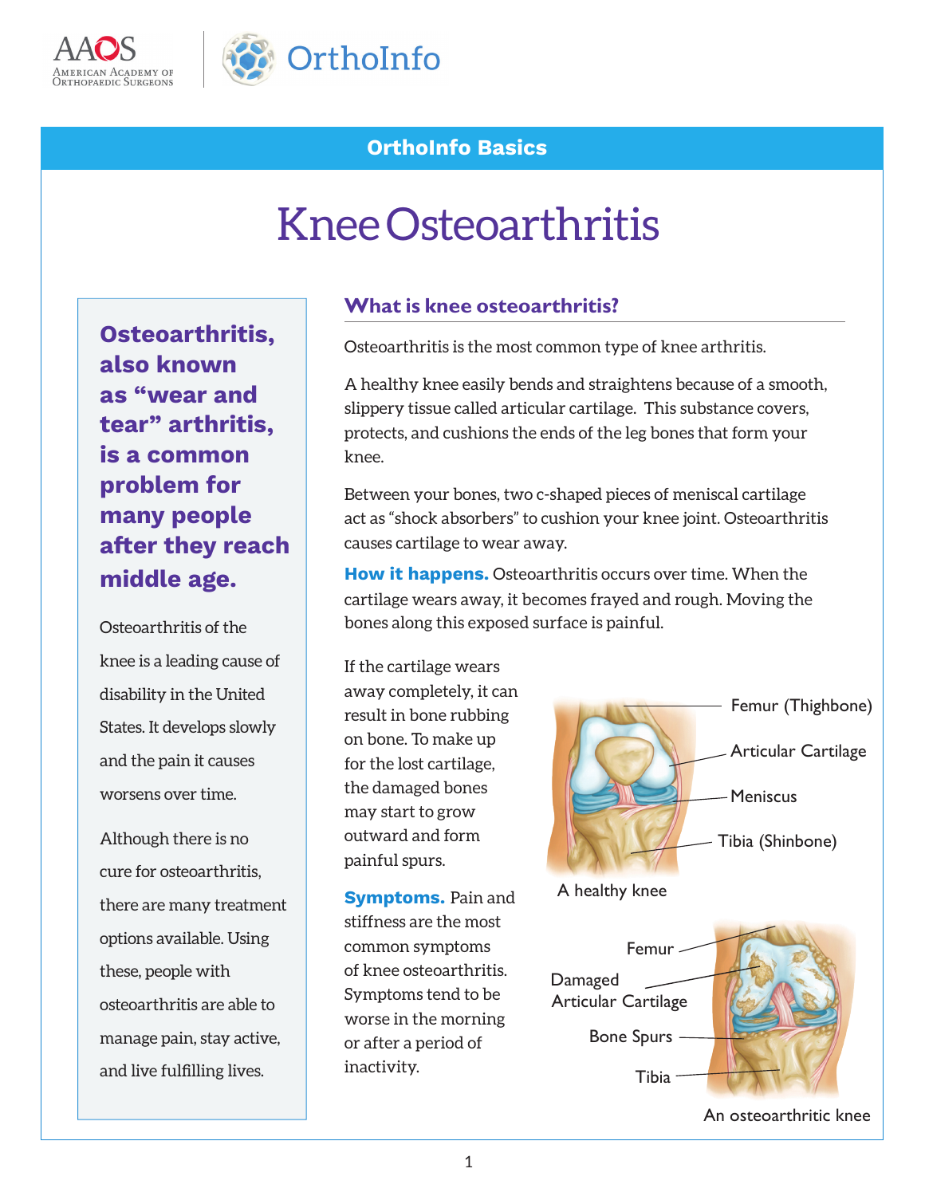OrthoInfo Basics

# Knee Osteoarthritis

**Osteoarthritis, also known as "wear and tear" arthritis, is a common problem for many people after they reach middle age.**

Osteoarthritis of the knee is a leading cause of disability in the United States. It develops slowly and the pain it causes worsens over time.

Although there is no cure for osteoarthritis, there are many treatment options available. Using these, people with osteoarthritis are able to manage pain, stay active, and live fulfilling lives.

## What is knee osteoarthritis?

Osteoarthritis is the most common type of knee arthritis.

A healthy knee easily bends and straightens because of a smooth, slippery tissue called articular cartilage. This substance covers, protects, and cushions the ends of the leg bones that form your knee.

Between your bones, two c-shaped pieces of meniscal cartilage act as "shock absorbers" to cushion your knee joint. Osteoarthritis causes cartilage to wear away.

**How it happens.** Osteoarthritis occurs over time. When the cartilage wears away, it becomes frayed and rough. Moving the bones along this exposed surface is painful.

If the cartilage wears away completely, it can result in bone rubbing on bone. To make up for the lost cartilage, the damaged bones may start to grow outward and form painful spurs.

**Symptoms.** Pain and stiffness are the most common symptoms of knee osteoarthritis. Symptoms tend to be worse in the morning or after a period of inactivity.

Femur (Thighbone)
Articular Cartilage
Meniscus
Tibia (Shinbone)

A healthy knee

Femur
Damaged Articular Cartilage
Bone Spurs
Tibia

An osteoarthritic knee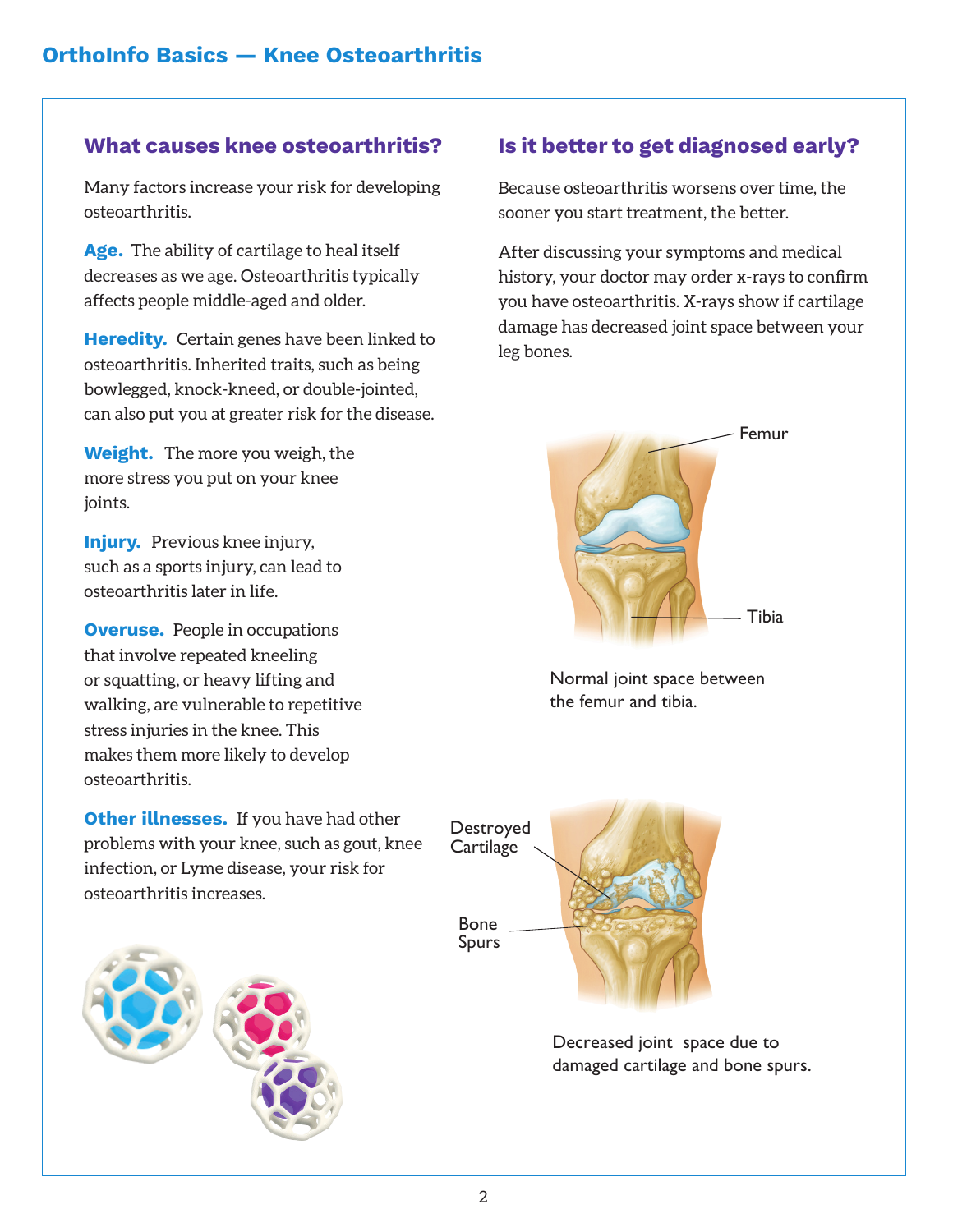## What causes knee osteoarthritis?

Many factors increase your risk for developing osteoarthritis.

**Age.** The ability of cartilage to heal itself decreases as we age. Osteoarthritis typically affects people middle-aged and older.

**Heredity.** Certain genes have been linked to osteoarthritis. Inherited traits, such as being bowlegged, knock-kneed, or double-jointed, can also put you at greater risk for the disease.

**Weight.** The more you weigh, the more stress you put on your knee joints.

**Injury.** Previous knee injury, such as a sports injury, can lead to osteoarthritis later in life.

**Overuse.** People in occupations that involve repeated kneeling or squatting, or heavy lifting and walking, are vulnerable to repetitive stress injuries in the knee. This makes them more likely to develop osteoarthritis.

**Other illnesses.** If you have had other problems with your knee, such as gout, knee infection, or Lyme disease, your risk for osteoarthritis increases.

## Is it better to get diagnosed early?

Because osteoarthritis worsens over time, the sooner you start treatment, the better.

After discussing your symptoms and medical history, your doctor may order x-rays to confirm you have osteoarthritis. X-rays show if cartilage damage has decreased joint space between your leg bones.

Femur

Tibia

Normal joint space between the femur and tibia.

Destroyed Cartilage

Bone Spurs

Decreased joint space due to damaged cartilage and bone spurs.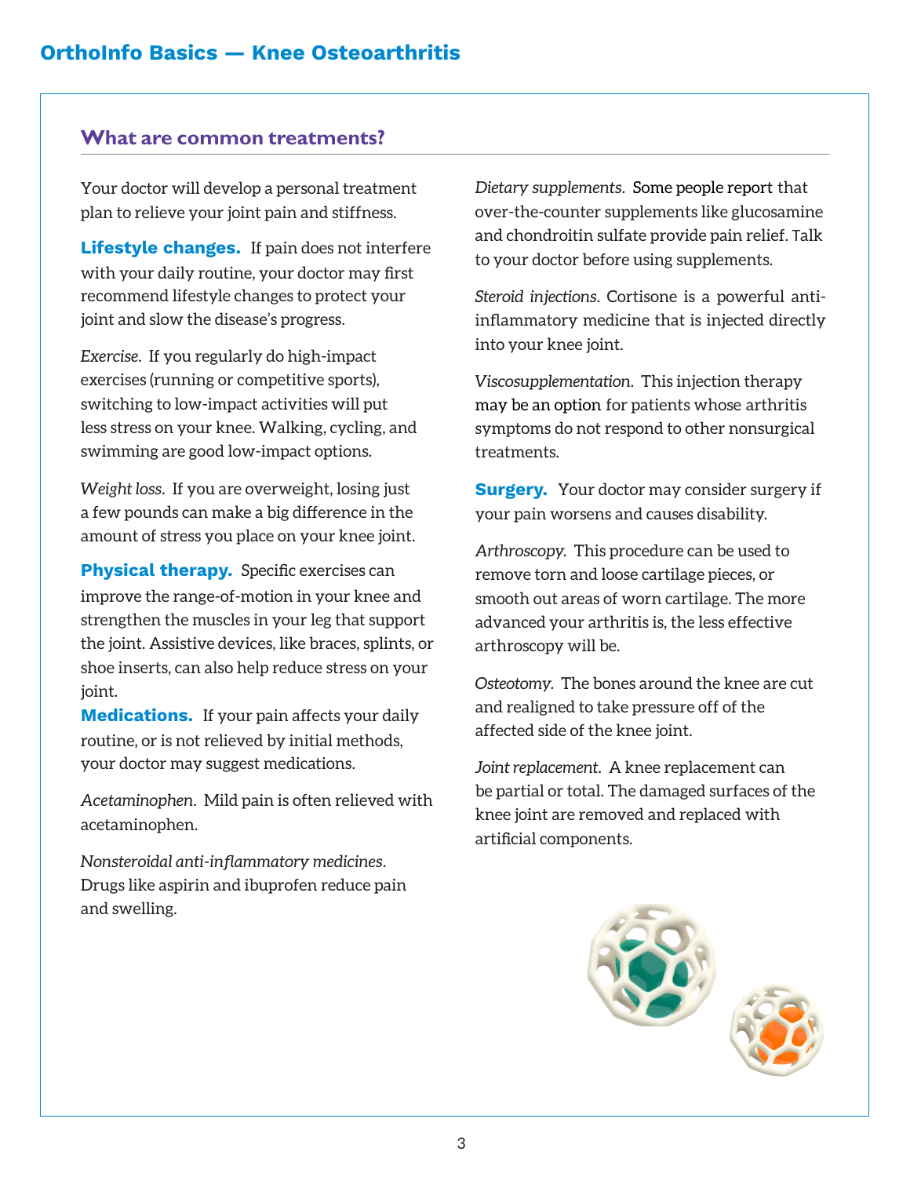## What are common treatments?

Your doctor will develop a personal treatment plan to relieve your joint pain and stiffness.

**Lifestyle changes.** If pain does not interfere with your daily routine, your doctor may first recommend lifestyle changes to protect your joint and slow the disease's progress.

*Exercise.* If you regularly do high-impact exercises (running or competitive sports), switching to low-impact activities will put less stress on your knee. Walking, cycling, and swimming are good low-impact options.

*Weight loss.* If you are overweight, losing just a few pounds can make a big difference in the amount of stress you place on your knee joint.

**Physical therapy.** Specific exercises can improve the range-of-motion in your knee and strengthen the muscles in your leg that support the joint. Assistive devices, like braces, splints, or shoe inserts, can also help reduce stress on your joint.

**Medications.** If your pain affects your daily routine, or is not relieved by initial methods, your doctor may suggest medications.

*Acetaminophen.* Mild pain is often relieved with acetaminophen.

*Nonsteroidal anti-inflammatory medicines.* Drugs like aspirin and ibuprofen reduce pain and swelling.

*Dietary supplements.* Some people report that over-the-counter supplements like glucosamine and chondroitin sulfate provide pain relief. Talk to your doctor before using supplements.

*Steroid injections.* Cortisone is a powerful anti-inflammatory medicine that is injected directly into your knee joint.

*Viscosupplementation.* This injection therapy may be an option for patients whose arthritis symptoms do not respond to other nonsurgical treatments.

**Surgery.** Your doctor may consider surgery if your pain worsens and causes disability.

*Arthroscopy.* This procedure can be used to remove torn and loose cartilage pieces, or smooth out areas of worn cartilage. The more advanced your arthritis is, the less effective arthroscopy will be.

*Osteotomy.* The bones around the knee are cut and realigned to take pressure off of the affected side of the knee joint.

*Joint replacement.* A knee replacement can be partial or total. The damaged surfaces of the knee joint are removed and replaced with artificial components.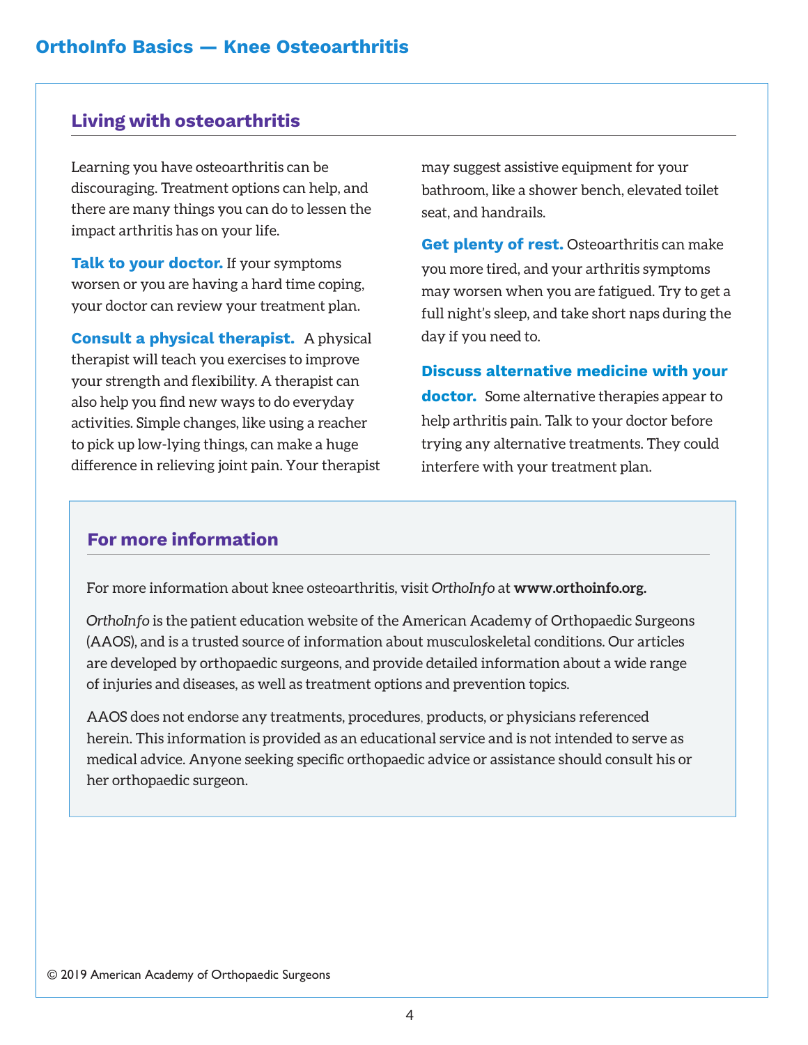## Living with osteoarthritis

Learning you have osteoarthritis can be discouraging. Treatment options can help, and there are many things you can do to lessen the impact arthritis has on your life.

**Talk to your doctor.** If your symptoms worsen or you are having a hard time coping, your doctor can review your treatment plan.

**Consult a physical therapist.** A physical therapist will teach you exercises to improve your strength and flexibility. A therapist can also help you find new ways to do everyday activities. Simple changes, like using a reacher to pick up low-lying things, can make a huge difference in relieving joint pain. Your therapist may suggest assistive equipment for your bathroom, like a shower bench, elevated toilet seat, and handrails.

**Get plenty of rest.** Osteoarthritis can make you more tired, and your arthritis symptoms may worsen when you are fatigued. Try to get a full night's sleep, and take short naps during the day if you need to.

**Discuss alternative medicine with your doctor.** Some alternative therapies appear to help arthritis pain. Talk to your doctor before trying any alternative treatments. They could interfere with your treatment plan.

## For more information

For more information about knee osteoarthritis, visit *OrthoInfo* at **www.orthoinfo.org.**

*OrthoInfo* is the patient education website of the American Academy of Orthopaedic Surgeons (AAOS), and is a trusted source of information about musculoskeletal conditions. Our articles are developed by orthopaedic surgeons, and provide detailed information about a wide range of injuries and diseases, as well as treatment options and prevention topics.

AAOS does not endorse any treatments, procedures, products, or physicians referenced herein. This information is provided as an educational service and is not intended to serve as medical advice. Anyone seeking specific orthopaedic advice or assistance should consult his or her orthopaedic surgeon.

© 2019 American Academy of Orthopaedic Surgeons